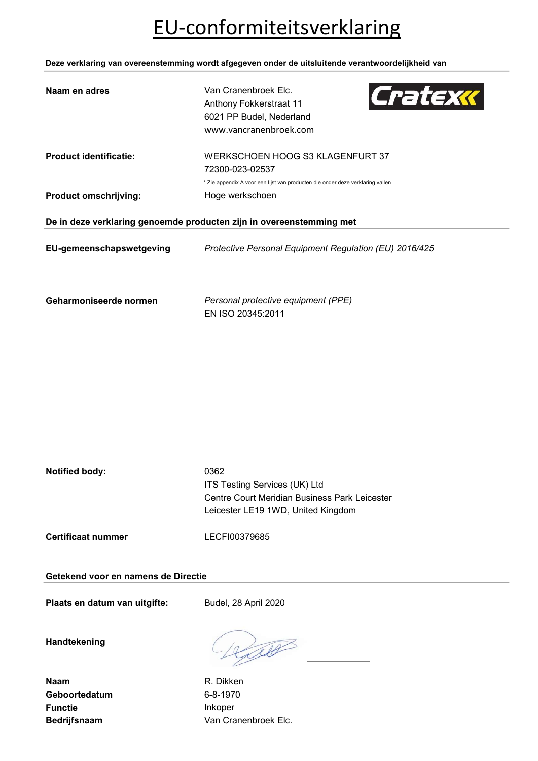# EU-conformiteitsverklaring

**Deze verklaring van overeenstemming wordt afgegeven onder de uitsluitende verantwoordelijkheid van**

**Naam en adres**

Van Cranenbroek Elc.
Anthony Fokkerstraat 11
6021 PP Budel, Nederland
www.vancranenbroek.com

**Product identificatie:**

WERKSCHOEN HOOG S3 KLAGENFURT 37
72300-023-02537

\* Zie appendix A voor een lijst van producten die onder deze verklaring vallen

**Product omschrijving:** Hoge werkschoen

**De in deze verklaring genoemde producten zijn in overeenstemming met**

**EU-gemeenschapswetgeving** *Protective Personal Equipment Regulation (EU) 2016/425*

**Geharmoniseerde normen** *Personal protective equipment (PPE)*
EN ISO 20345:2011

**Notified body:**

0362
ITS Testing Services (UK) Ltd
Centre Court Meridian Business Park Leicester
Leicester LE19 1WD, United Kingdom

**Certificaat nummer** LECFI00379685

**Getekend voor en namens de Directie**

**Plaats en datum van uitgifte:** Budel, 28 April 2020

**Handtekening**

**Naam** R. Dikken
**Geboortedatum** 6-8-1970
**Functie** Inkoper
**Bedrijfsnaam** Van Cranenbroek Elc.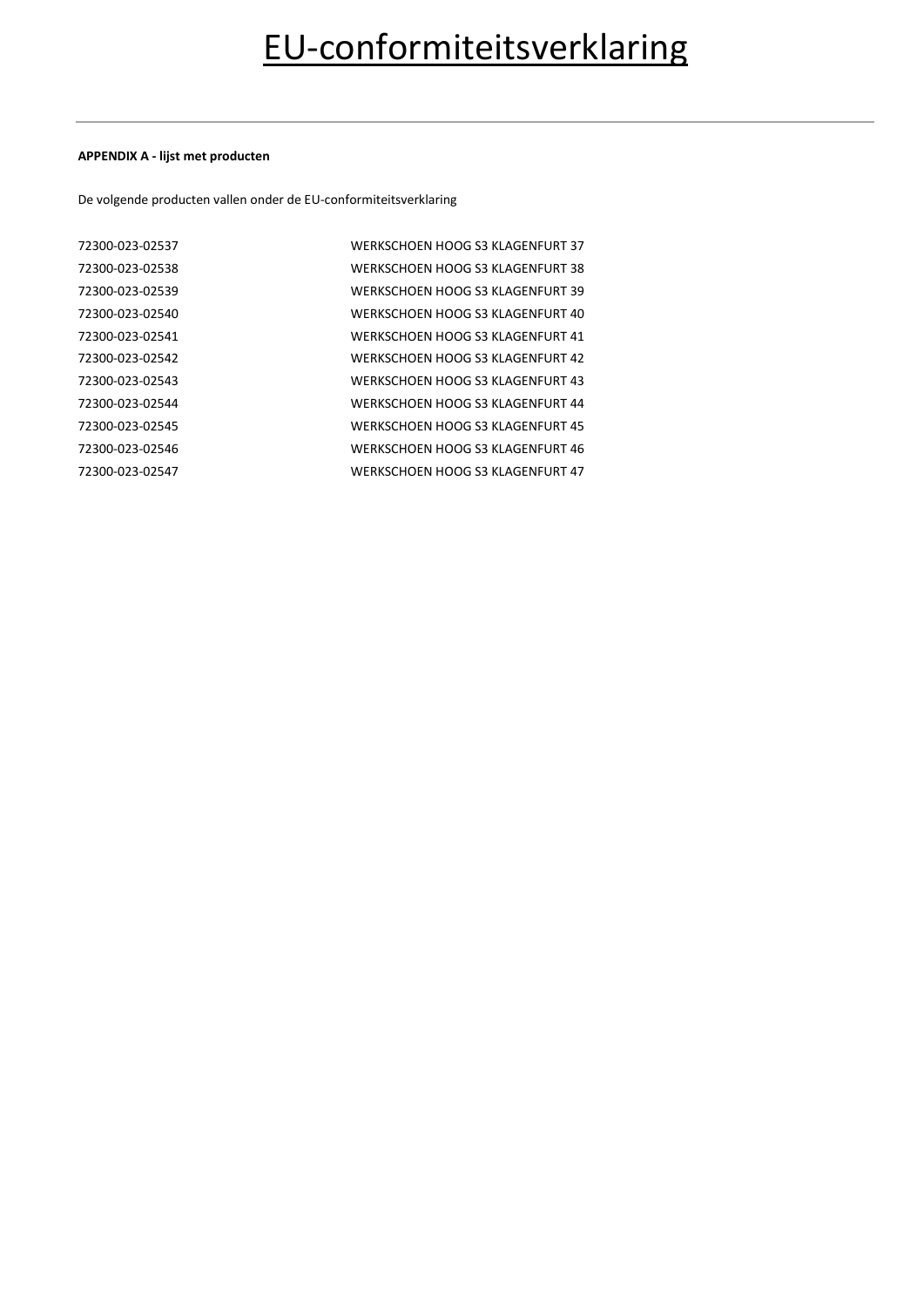# EU-conformiteitsverklaring

---

**APPENDIX A - lijst met producten**

De volgende producten vallen onder de EU-conformiteitsverklaring

| | |
|---|---|
| 72300-023-02537 | WERKSCHOEN HOOG S3 KLAGENFURT 37 |
| 72300-023-02538 | WERKSCHOEN HOOG S3 KLAGENFURT 38 |
| 72300-023-02539 | WERKSCHOEN HOOG S3 KLAGENFURT 39 |
| 72300-023-02540 | WERKSCHOEN HOOG S3 KLAGENFURT 40 |
| 72300-023-02541 | WERKSCHOEN HOOG S3 KLAGENFURT 41 |
| 72300-023-02542 | WERKSCHOEN HOOG S3 KLAGENFURT 42 |
| 72300-023-02543 | WERKSCHOEN HOOG S3 KLAGENFURT 43 |
| 72300-023-02544 | WERKSCHOEN HOOG S3 KLAGENFURT 44 |
| 72300-023-02545 | WERKSCHOEN HOOG S3 KLAGENFURT 45 |
| 72300-023-02546 | WERKSCHOEN HOOG S3 KLAGENFURT 46 |
| 72300-023-02547 | WERKSCHOEN HOOG S3 KLAGENFURT 47 |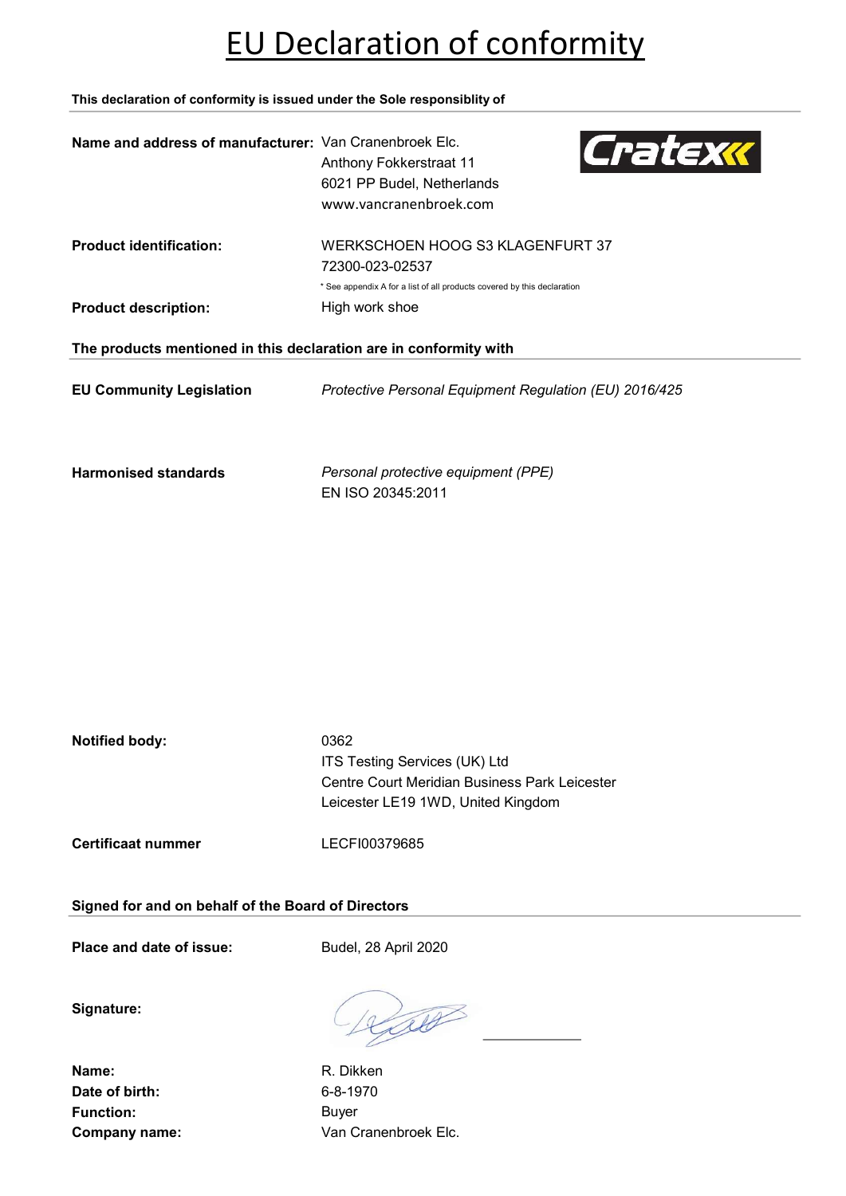# EU Declaration of conformity

**This declaration of conformity is issued under the Sole responsiblity of**

**Name and address of manufacturer:** Van Cranenbroek Elc.
Anthony Fokkerstraat 11
6021 PP Budel, Netherlands
www.vancranenbroek.com

Cratex

**Product identification:** WERKSCHOEN HOOG S3 KLAGENFURT 37
72300-023-02537
* See appendix A for a list of all products covered by this declaration

**Product description:** High work shoe

**The products mentioned in this declaration are in conformity with**

**EU Community Legislation** *Protective Personal Equipment Regulation (EU) 2016/425*

**Harmonised standards** *Personal protective equipment (PPE)*
EN ISO 20345:2011

**Notified body:** 0362
ITS Testing Services (UK) Ltd
Centre Court Meridian Business Park Leicester
Leicester LE19 1WD, United Kingdom

**Certificaat nummer** LECFI00379685

**Signed for and on behalf of the Board of Directors**

**Place and date of issue:** Budel, 28 April 2020

**Signature:**

**Name:** R. Dikken
**Date of birth:** 6-8-1970
**Function:** Buyer
**Company name:** Van Cranenbroek Elc.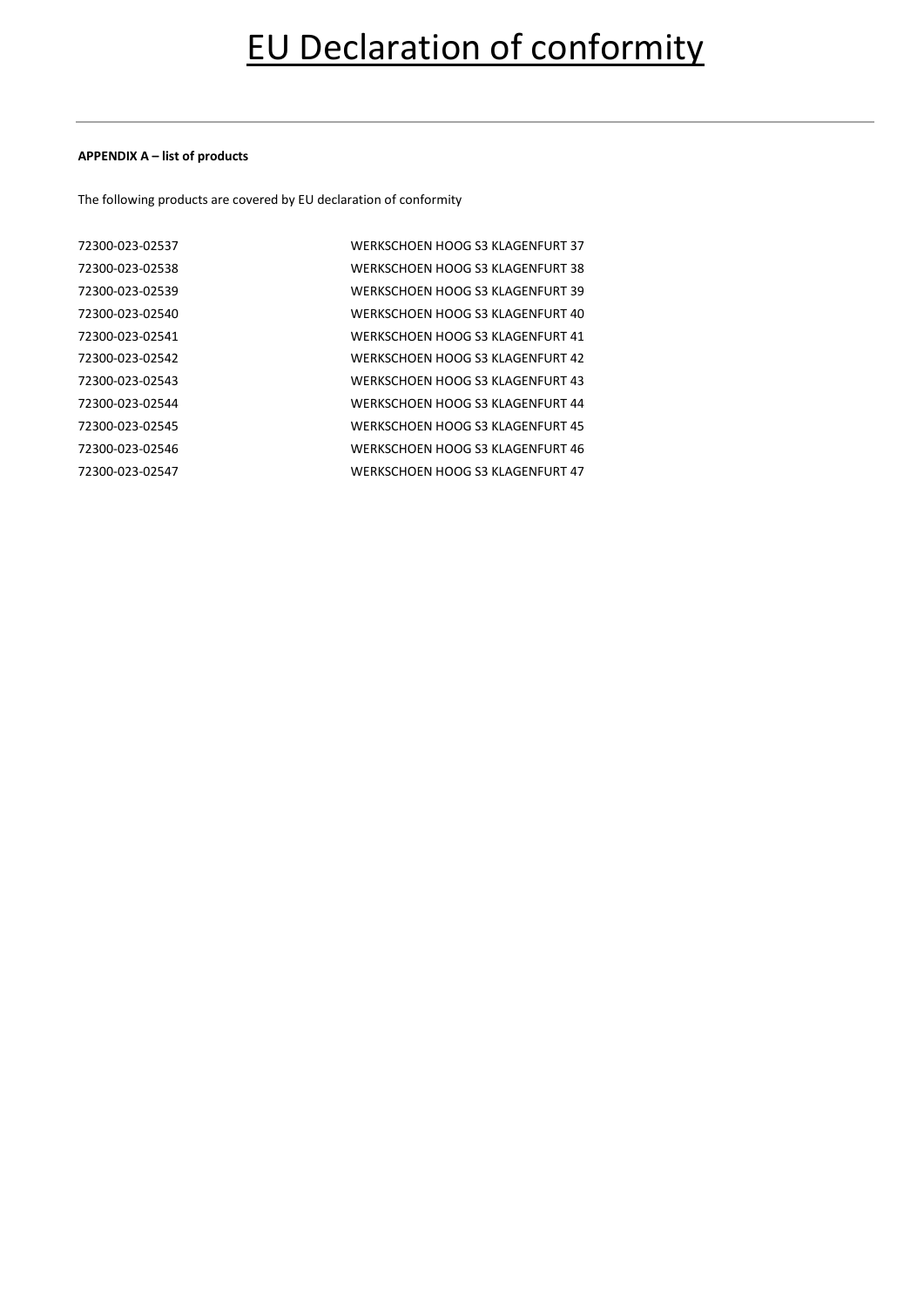# EU Declaration of conformity

**APPENDIX A – list of products**

The following products are covered by EU declaration of conformity

| | |
|---|---|
| 72300-023-02537 | WERKSCHOEN HOOG S3 KLAGENFURT 37 |
| 72300-023-02538 | WERKSCHOEN HOOG S3 KLAGENFURT 38 |
| 72300-023-02539 | WERKSCHOEN HOOG S3 KLAGENFURT 39 |
| 72300-023-02540 | WERKSCHOEN HOOG S3 KLAGENFURT 40 |
| 72300-023-02541 | WERKSCHOEN HOOG S3 KLAGENFURT 41 |
| 72300-023-02542 | WERKSCHOEN HOOG S3 KLAGENFURT 42 |
| 72300-023-02543 | WERKSCHOEN HOOG S3 KLAGENFURT 43 |
| 72300-023-02544 | WERKSCHOEN HOOG S3 KLAGENFURT 44 |
| 72300-023-02545 | WERKSCHOEN HOOG S3 KLAGENFURT 45 |
| 72300-023-02546 | WERKSCHOEN HOOG S3 KLAGENFURT 46 |
| 72300-023-02547 | WERKSCHOEN HOOG S3 KLAGENFURT 47 |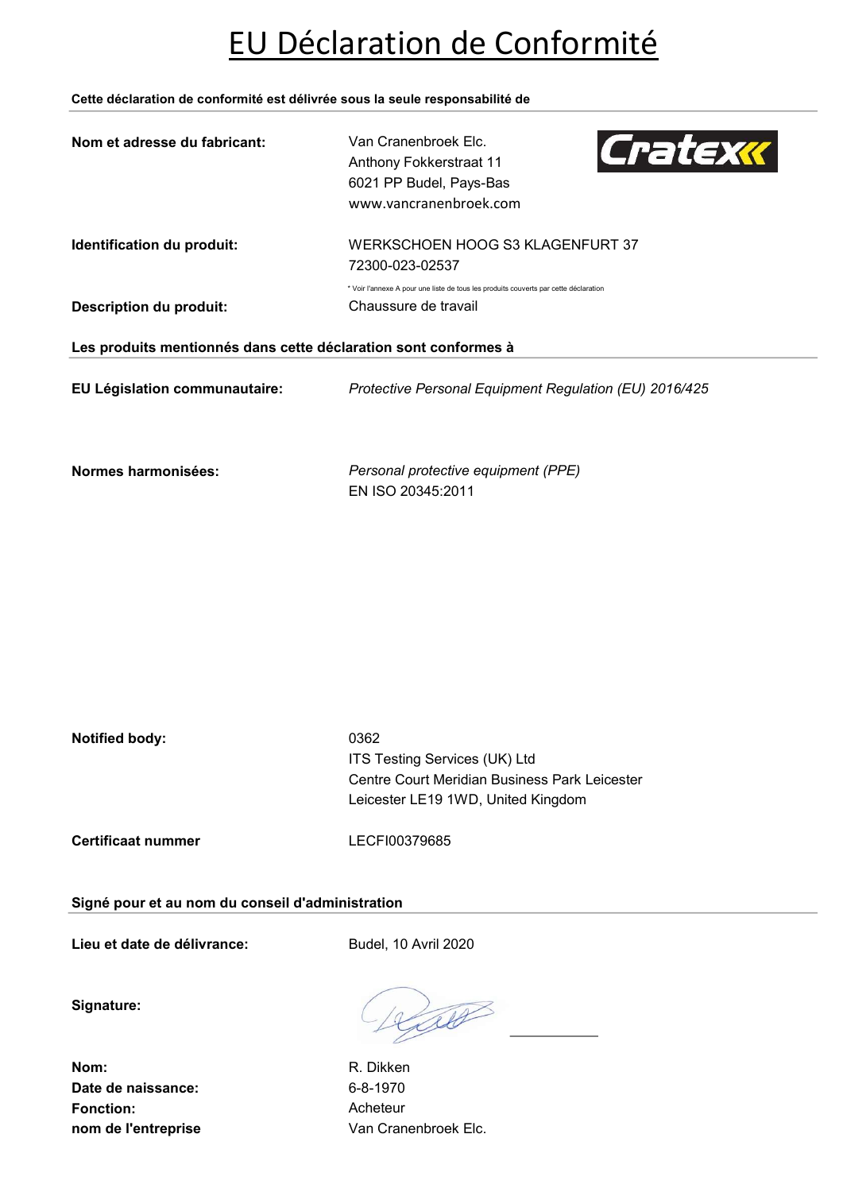# EU Déclaration de Conformité

**Cette déclaration de conformité est délivrée sous la seule responsabilité de**

| | |
|---|---|
| **Nom et adresse du fabricant:** | Van Cranenbroek Elc.<br>Anthony Fokkerstraat 11<br>6021 PP Budel, Pays-Bas<br>www.vancranenbroek.com |
| **Identification du produit:** | WERKSCHOEN HOOG S3 KLAGENFURT 37<br>72300-023-02537<br>* Voir l'annexe A pour une liste de tous les produits couverts par cette déclaration |
| **Description du produit:** | Chaussure de travail |

**Les produits mentionnés dans cette déclaration sont conformes à**

| | |
|---|---|
| **EU Législation communautaire:** | *Protective Personal Equipment Regulation (EU) 2016/425* |
| **Normes harmonisées:** | *Personal protective equipment (PPE)*<br>EN ISO 20345:2011 |
| **Notified body:** | 0362<br>ITS Testing Services (UK) Ltd<br>Centre Court Meridian Business Park Leicester<br>Leicester LE19 1WD, United Kingdom |
| **Certificaat nummer** | LECFI00379685 |

**Signé pour et au nom du conseil d'administration**

| | |
|---|---|
| **Lieu et date de délivrance:** | Budel, 10 Avril 2020 |
| **Signature:** | |
| **Nom:** | R. Dikken |
| **Date de naissance:** | 6-8-1970 |
| **Fonction:** | Acheteur |
| **nom de l'entreprise** | Van Cranenbroek Elc. |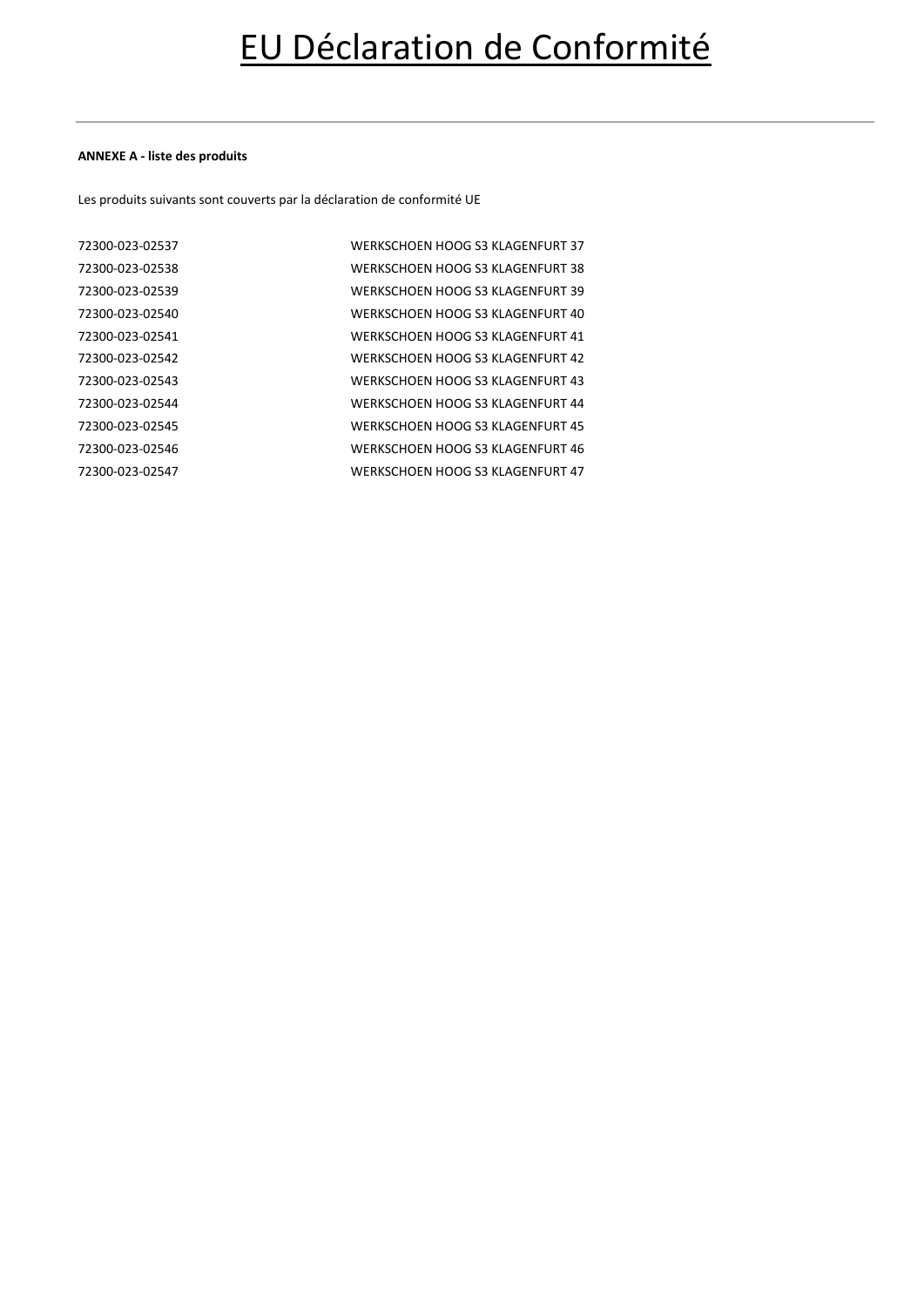# EU Déclaration de Conformité

**ANNEXE A - liste des produits**

Les produits suivants sont couverts par la déclaration de conformité UE

| | |
|---|---|
| 72300-023-02537 | WERKSCHOEN HOOG S3 KLAGENFURT 37 |
| 72300-023-02538 | WERKSCHOEN HOOG S3 KLAGENFURT 38 |
| 72300-023-02539 | WERKSCHOEN HOOG S3 KLAGENFURT 39 |
| 72300-023-02540 | WERKSCHOEN HOOG S3 KLAGENFURT 40 |
| 72300-023-02541 | WERKSCHOEN HOOG S3 KLAGENFURT 41 |
| 72300-023-02542 | WERKSCHOEN HOOG S3 KLAGENFURT 42 |
| 72300-023-02543 | WERKSCHOEN HOOG S3 KLAGENFURT 43 |
| 72300-023-02544 | WERKSCHOEN HOOG S3 KLAGENFURT 44 |
| 72300-023-02545 | WERKSCHOEN HOOG S3 KLAGENFURT 45 |
| 72300-023-02546 | WERKSCHOEN HOOG S3 KLAGENFURT 46 |
| 72300-023-02547 | WERKSCHOEN HOOG S3 KLAGENFURT 47 |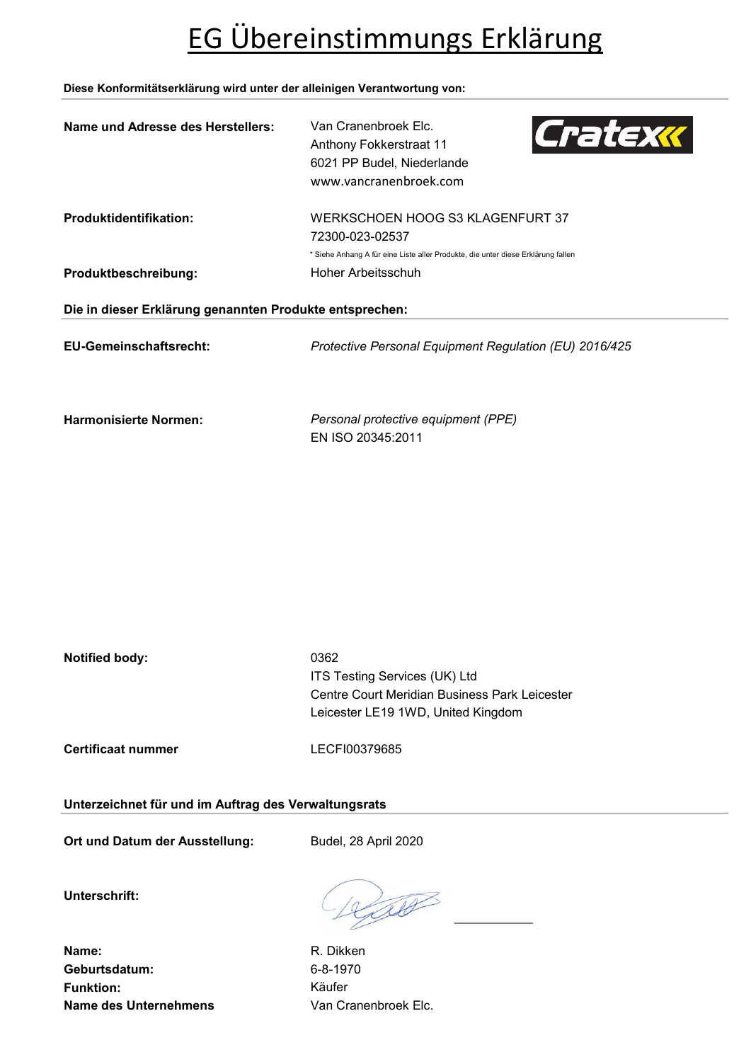# EG Übereinstimmungs Erklärung

**Diese Konformitätserklärung wird unter der alleinigen Verantwortung von:**

**Name und Adresse des Herstellers:**
Van Cranenbroek Elc.
Anthony Fokkerstraat 11
6021 PP Budel, Niederlande
www.vancranenbroek.com

**Produktidentifikation:**
WERKSCHOEN HOOG S3 KLAGENFURT 37
72300-023-02537
* Siehe Anhang A für eine Liste aller Produkte, die unter diese Erklärung fallen

**Produktbeschreibung:** Hoher Arbeitsschuh

**Die in dieser Erklärung genannten Produkte entsprechen:**

**EU-Gemeinschaftsrecht:** *Protective Personal Equipment Regulation (EU) 2016/425*

**Harmonisierte Normen:**
*Personal protective equipment (PPE)*
EN ISO 20345:2011

**Notified body:**
0362
ITS Testing Services (UK) Ltd
Centre Court Meridian Business Park Leicester
Leicester LE19 1WD, United Kingdom

**Certificaat nummer** LECFI00379685

**Unterzeichnet für und im Auftrag des Verwaltungsrats**

**Ort und Datum der Ausstellung:** Budel, 28 April 2020

**Unterschrift:**

**Name:** R. Dikken
**Geburtsdatum:** 6-8-1970
**Funktion:** Käufer
**Name des Unternehmens** Van Cranenbroek Elc.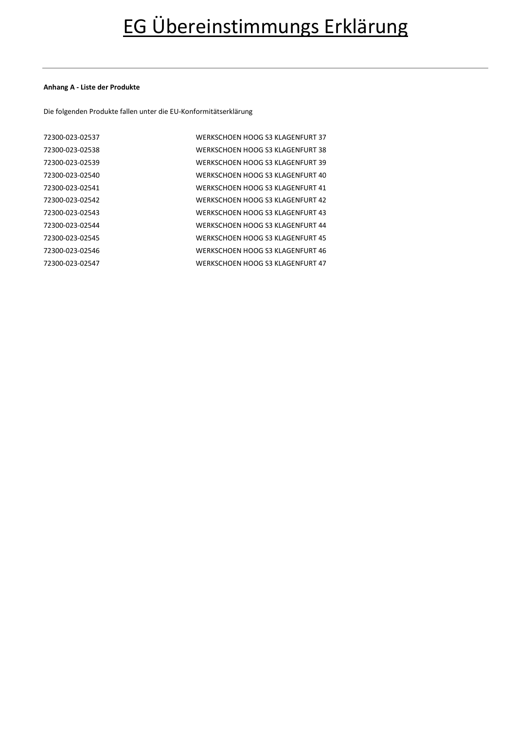# EG Übereinstimmungs Erklärung

**Anhang A - Liste der Produkte**

Die folgenden Produkte fallen unter die EU-Konformitätserklärung

| | |
|---|---|
| 72300-023-02537 | WERKSCHOEN HOOG S3 KLAGENFURT 37 |
| 72300-023-02538 | WERKSCHOEN HOOG S3 KLAGENFURT 38 |
| 72300-023-02539 | WERKSCHOEN HOOG S3 KLAGENFURT 39 |
| 72300-023-02540 | WERKSCHOEN HOOG S3 KLAGENFURT 40 |
| 72300-023-02541 | WERKSCHOEN HOOG S3 KLAGENFURT 41 |
| 72300-023-02542 | WERKSCHOEN HOOG S3 KLAGENFURT 42 |
| 72300-023-02543 | WERKSCHOEN HOOG S3 KLAGENFURT 43 |
| 72300-023-02544 | WERKSCHOEN HOOG S3 KLAGENFURT 44 |
| 72300-023-02545 | WERKSCHOEN HOOG S3 KLAGENFURT 45 |
| 72300-023-02546 | WERKSCHOEN HOOG S3 KLAGENFURT 46 |
| 72300-023-02547 | WERKSCHOEN HOOG S3 KLAGENFURT 47 |